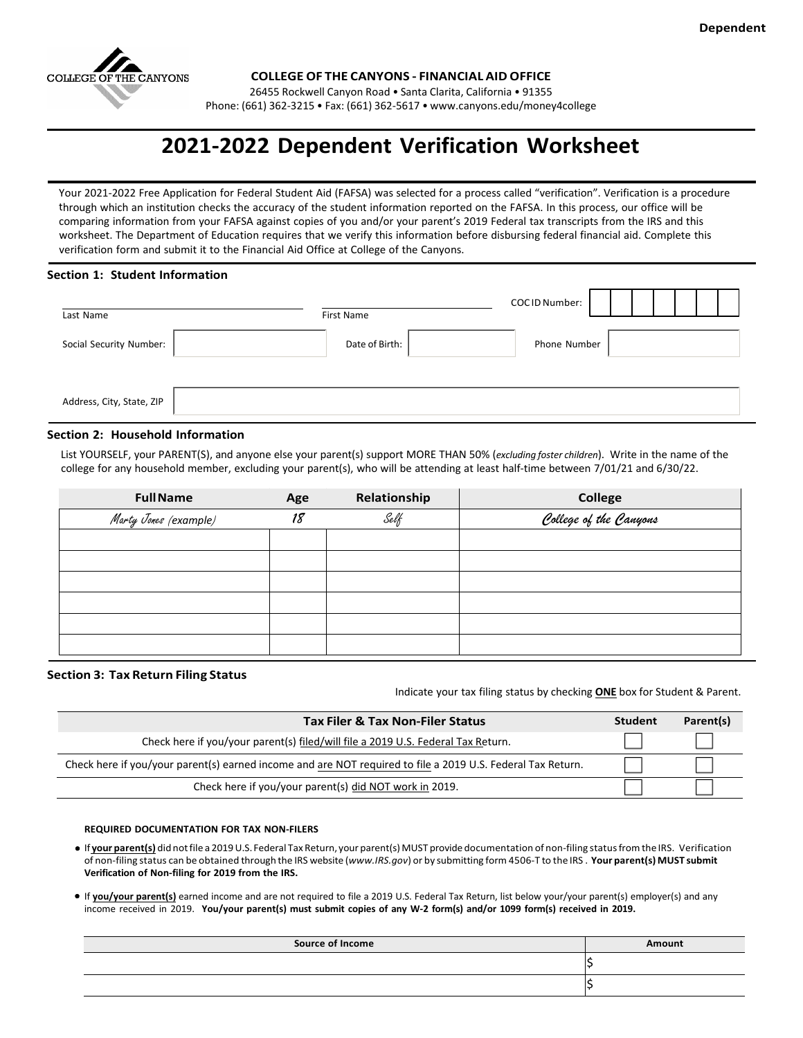Dependent

**COLLEGE OF THE CANYONS - FINANCIAL AID OFFICE**
26455 Rockwell Canyon Road • Santa Clarita, California • 91355
Phone: (661) 362-3215 • Fax: (661) 362-5617 • www.canyons.edu/money4college

# 2021-2022 Dependent Verification Worksheet

Your 2021-2022 Free Application for Federal Student Aid (FAFSA) was selected for a process called "verification". Verification is a procedure through which an institution checks the accuracy of the student information reported on the FAFSA. In this process, our office will be comparing information from your FAFSA against copies of you and/or your parent's 2019 Federal tax transcripts from the IRS and this worksheet. The Department of Education requires that we verify this information before disbursing federal financial aid. Complete this verification form and submit it to the Financial Aid Office at College of the Canyons.

## Section 1: Student Information

Last Name ____________________ First Name ____________________ COC ID Number: ☐☐☐☐☐☐☐

Social Security Number: __________ Date of Birth: __________ Phone Number __________

Address, City, State, ZIP ____________________

## Section 2: Household Information

List YOURSELF, your PARENT(S), and anyone else your parent(s) support MORE THAN 50% (*excluding foster children*). Write in the name of the college for any household member, excluding your parent(s), who will be attending at least half-time between 7/01/21 and 6/30/22.

| Full Name | Age | Relationship | College |
|---|---|---|---|
| *Marty Jones* (example) | *18* | *Self* | *College of the Canyons* |
| | | | |
| | | | |
| | | | |
| | | | |
| | | | |
| | | | |

## Section 3: Tax Return Filing Status

Indicate your tax filing status by checking **ONE** box for Student & Parent.

| Tax Filer & Tax Non-Filer Status | Student | Parent(s) |
|---|---|---|
| Check here if you/your parent(s) filed/will file a 2019 U.S. Federal Tax Return. | ☐ | ☐ |
| Check here if you/your parent(s) earned income and are NOT required to file a 2019 U.S. Federal Tax Return. | ☐ | ☐ |
| Check here if you/your parent(s) did NOT work in 2019. | ☐ | ☐ |

**REQUIRED DOCUMENTATION FOR TAX NON-FILERS**

- If **your parent(s)** did not file a 2019 U.S. Federal Tax Return, your parent(s) MUST provide documentation of non-filing status from the IRS. Verification of non-filing status can be obtained through the IRS website (*www.IRS.gov*) or by submitting form 4506-T to the IRS . **Your parent(s) MUST submit Verification of Non-filing for 2019 from the IRS.**
- If **you/your parent(s)** earned income and are not required to file a 2019 U.S. Federal Tax Return, list below your/your parent(s) employer(s) and any income received in 2019. **You/your parent(s) must submit copies of any W-2 form(s) and/or 1099 form(s) received in 2019.**

| Source of Income | Amount |
|---|---|
| | $ |
| | $ |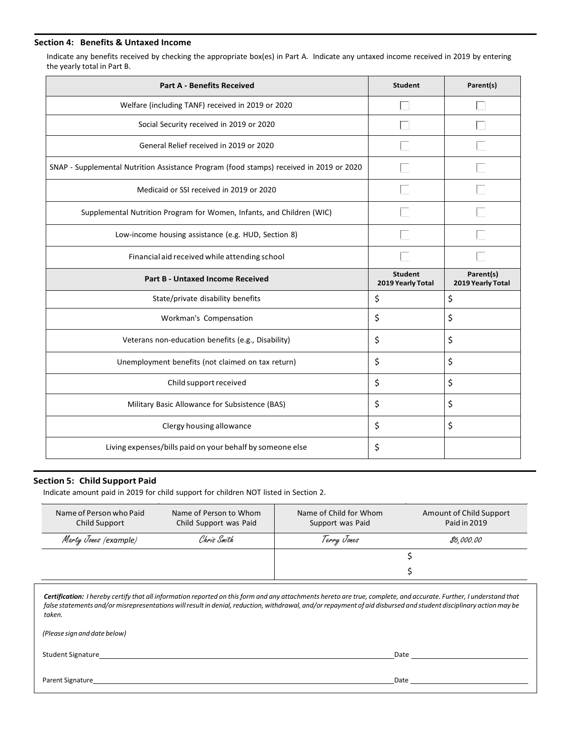## Section 4: Benefits & Untaxed Income

Indicate any benefits received by checking the appropriate box(es) in Part A. Indicate any untaxed income received in 2019 by entering the yearly total in Part B.

| Part A - Benefits Received | Student | Parent(s) |
|---|---|---|
| Welfare (including TANF) received in 2019 or 2020 | ☐ | ☐ |
| Social Security received in 2019 or 2020 | ☐ | ☐ |
| General Relief received in 2019 or 2020 | ☐ | ☐ |
| SNAP - Supplemental Nutrition Assistance Program (food stamps) received in 2019 or 2020 | ☐ | ☐ |
| Medicaid or SSI received in 2019 or 2020 | ☐ | ☐ |
| Supplemental Nutrition Program for Women, Infants, and Children (WIC) | ☐ | ☐ |
| Low-income housing assistance (e.g. HUD, Section 8) | ☐ | ☐ |
| Financial aid received while attending school | ☐ | ☐ |
| **Part B - Untaxed Income Received** | **Student 2019 Yearly Total** | **Parent(s) 2019 Yearly Total** |
| State/private disability benefits | $ | $ |
| Workman's Compensation | $ | $ |
| Veterans non-education benefits (e.g., Disability) | $ | $ |
| Unemployment benefits (not claimed on tax return) | $ | $ |
| Child support received | $ | $ |
| Military Basic Allowance for Subsistence (BAS) | $ | $ |
| Clergy housing allowance | $ | $ |
| Living expenses/bills paid on your behalf by someone else | $ | |

## Section 5: Child Support Paid

Indicate amount paid in 2019 for child support for children NOT listed in Section 2.

| Name of Person who Paid Child Support | Name of Person to Whom Child Support was Paid | Name of Child for Whom Support was Paid | Amount of Child Support Paid in 2019 |
|---|---|---|---|
| Marty Jones (example) | Chris Smith | Terry Jones | $6,000.00 |
| | | | $ |
| | | | $ |

***Certification:*** *I hereby certify that all information reported on this form and any attachments hereto are true, complete, and accurate. Further, I understand that false statements and/or misrepresentations will result in denial, reduction, withdrawal, and/or repayment of aid disbursed and student disciplinary action may be taken.*

*(Please sign and date below)*

Student Signature\_\_\_\_\_\_\_\_\_\_\_\_\_\_\_\_\_\_\_\_\_\_\_\_\_\_\_\_ Date \_\_\_\_\_\_\_\_\_\_\_\_\_\_

Parent Signature\_\_\_\_\_\_\_\_\_\_\_\_\_\_\_\_\_\_\_\_\_\_\_\_\_\_\_\_ Date \_\_\_\_\_\_\_\_\_\_\_\_\_\_